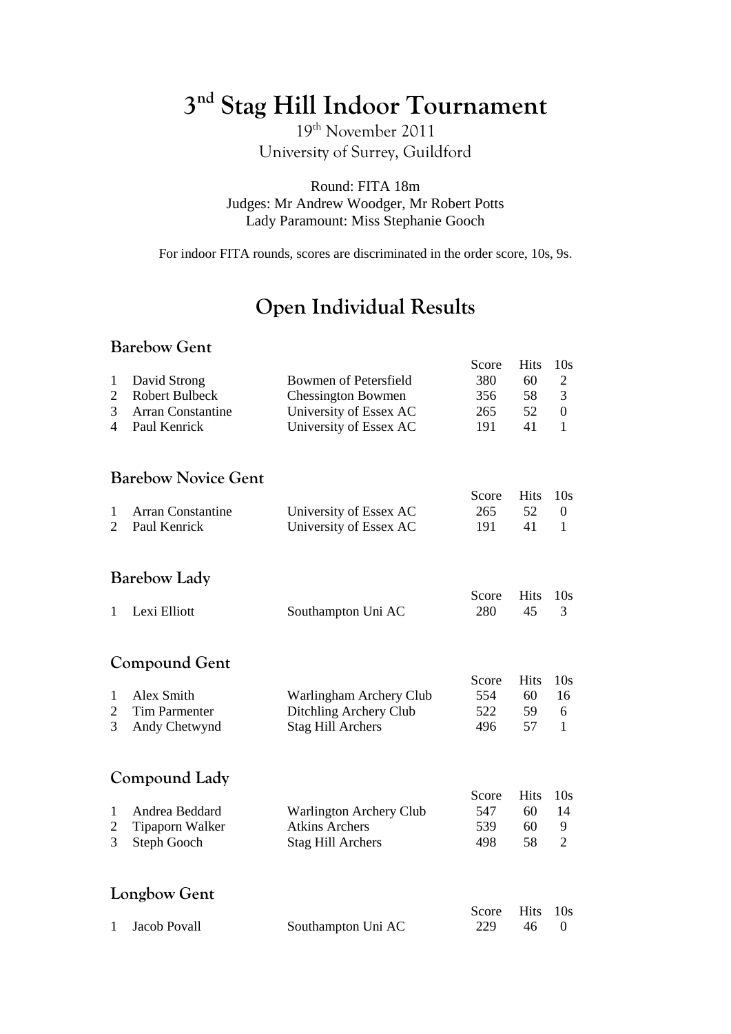# 3rd Stag Hill Indoor Tournament

19th November 2011
University of Surrey, Guildford

Round: FITA 18m
Judges: Mr Andrew Woodger, Mr Robert Potts
Lady Paramount: Miss Stephanie Gooch

For indoor FITA rounds, scores are discriminated in the order score, 10s, 9s.

## Open Individual Results

### Barebow Gent

| | | | Score | Hits | 10s |
|---|---|---|---|---|---|
| 1 | David Strong | Bowmen of Petersfield | 380 | 60 | 2 |
| 2 | Robert Bulbeck | Chessington Bowmen | 356 | 58 | 3 |
| 3 | Arran Constantine | University of Essex AC | 265 | 52 | 0 |
| 4 | Paul Kenrick | University of Essex AC | 191 | 41 | 1 |

### Barebow Novice Gent

| | | | Score | Hits | 10s |
|---|---|---|---|---|---|
| 1 | Arran Constantine | University of Essex AC | 265 | 52 | 0 |
| 2 | Paul Kenrick | University of Essex AC | 191 | 41 | 1 |

### Barebow Lady

| | | | Score | Hits | 10s |
|---|---|---|---|---|---|
| 1 | Lexi Elliott | Southampton Uni AC | 280 | 45 | 3 |

### Compound Gent

| | | | Score | Hits | 10s |
|---|---|---|---|---|---|
| 1 | Alex Smith | Warlingham Archery Club | 554 | 60 | 16 |
| 2 | Tim Parmenter | Ditchling Archery Club | 522 | 59 | 6 |
| 3 | Andy Chetwynd | Stag Hill Archers | 496 | 57 | 1 |

### Compound Lady

| | | | Score | Hits | 10s |
|---|---|---|---|---|---|
| 1 | Andrea Beddard | Warlington Archery Club | 547 | 60 | 14 |
| 2 | Tipaporn Walker | Atkins Archers | 539 | 60 | 9 |
| 3 | Steph Gooch | Stag Hill Archers | 498 | 58 | 2 |

### Longbow Gent

| | | | Score | Hits | 10s |
|---|---|---|---|---|---|
| 1 | Jacob Povall | Southampton Uni AC | 229 | 46 | 0 |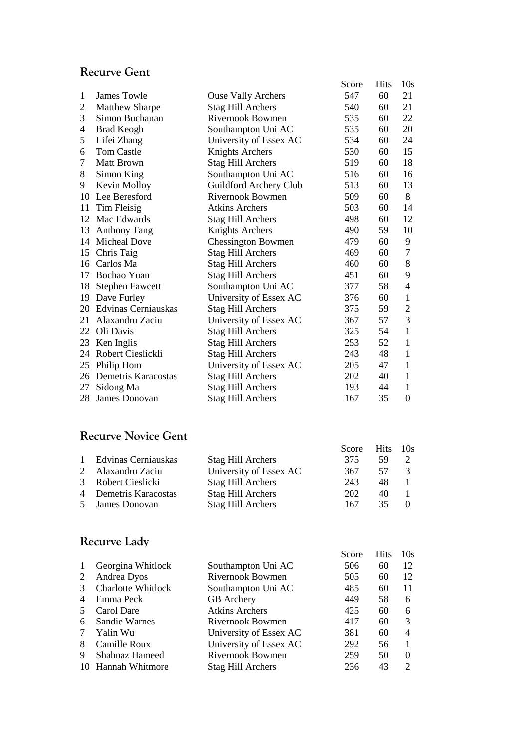## Recurve Gent

| | Name | Club | Score | Hits | 10s |
|---|---|---|---|---|---|
| 1 | James Towle | Ouse Vally Archers | 547 | 60 | 21 |
| 2 | Matthew Sharpe | Stag Hill Archers | 540 | 60 | 21 |
| 3 | Simon Buchanan | Rivernook Bowmen | 535 | 60 | 22 |
| 4 | Brad Keogh | Southampton Uni AC | 535 | 60 | 20 |
| 5 | Lifei Zhang | University of Essex AC | 534 | 60 | 24 |
| 6 | Tom Castle | Knights Archers | 530 | 60 | 15 |
| 7 | Matt Brown | Stag Hill Archers | 519 | 60 | 18 |
| 8 | Simon King | Southampton Uni AC | 516 | 60 | 16 |
| 9 | Kevin Molloy | Guildford Archery Club | 513 | 60 | 13 |
| 10 | Lee Beresford | Rivernook Bowmen | 509 | 60 | 8 |
| 11 | Tim Fleisig | Atkins Archers | 503 | 60 | 14 |
| 12 | Mac Edwards | Stag Hill Archers | 498 | 60 | 12 |
| 13 | Anthony Tang | Knights Archers | 490 | 59 | 10 |
| 14 | Micheal Dove | Chessington Bowmen | 479 | 60 | 9 |
| 15 | Chris Taig | Stag Hill Archers | 469 | 60 | 7 |
| 16 | Carlos Ma | Stag Hill Archers | 460 | 60 | 8 |
| 17 | Bochao Yuan | Stag Hill Archers | 451 | 60 | 9 |
| 18 | Stephen Fawcett | Southampton Uni AC | 377 | 58 | 4 |
| 19 | Dave Furley | University of Essex AC | 376 | 60 | 1 |
| 20 | Edvinas Cerniauskas | Stag Hill Archers | 375 | 59 | 2 |
| 21 | Alaxandru Zaciu | University of Essex AC | 367 | 57 | 3 |
| 22 | Oli Davis | Stag Hill Archers | 325 | 54 | 1 |
| 23 | Ken Inglis | Stag Hill Archers | 253 | 52 | 1 |
| 24 | Robert Cieslickli | Stag Hill Archers | 243 | 48 | 1 |
| 25 | Philip Hom | University of Essex AC | 205 | 47 | 1 |
| 26 | Demetris Karacostas | Stag Hill Archers | 202 | 40 | 1 |
| 27 | Sidong Ma | Stag Hill Archers | 193 | 44 | 1 |
| 28 | James Donovan | Stag Hill Archers | 167 | 35 | 0 |

## Recurve Novice Gent

| | Name | Club | Score | Hits | 10s |
|---|---|---|---|---|---|
| 1 | Edvinas Cerniauskas | Stag Hill Archers | 375 | 59 | 2 |
| 2 | Alaxandru Zaciu | University of Essex AC | 367 | 57 | 3 |
| 3 | Robert Cieslicki | Stag Hill Archers | 243 | 48 | 1 |
| 4 | Demetris Karacostas | Stag Hill Archers | 202 | 40 | 1 |
| 5 | James Donovan | Stag Hill Archers | 167 | 35 | 0 |

## Recurve Lady

| | Name | Club | Score | Hits | 10s |
|---|---|---|---|---|---|
| 1 | Georgina Whitlock | Southampton Uni AC | 506 | 60 | 12 |
| 2 | Andrea Dyos | Rivernook Bowmen | 505 | 60 | 12 |
| 3 | Charlotte Whitlock | Southampton Uni AC | 485 | 60 | 11 |
| 4 | Emma Peck | GB Archery | 449 | 58 | 6 |
| 5 | Carol Dare | Atkins Archers | 425 | 60 | 6 |
| 6 | Sandie Warnes | Rivernook Bowmen | 417 | 60 | 3 |
| 7 | Yalin Wu | University of Essex AC | 381 | 60 | 4 |
| 8 | Camille Roux | University of Essex AC | 292 | 56 | 1 |
| 9 | Shahnaz Hameed | Rivernook Bowmen | 259 | 50 | 0 |
| 10 | Hannah Whitmore | Stag Hill Archers | 236 | 43 | 2 |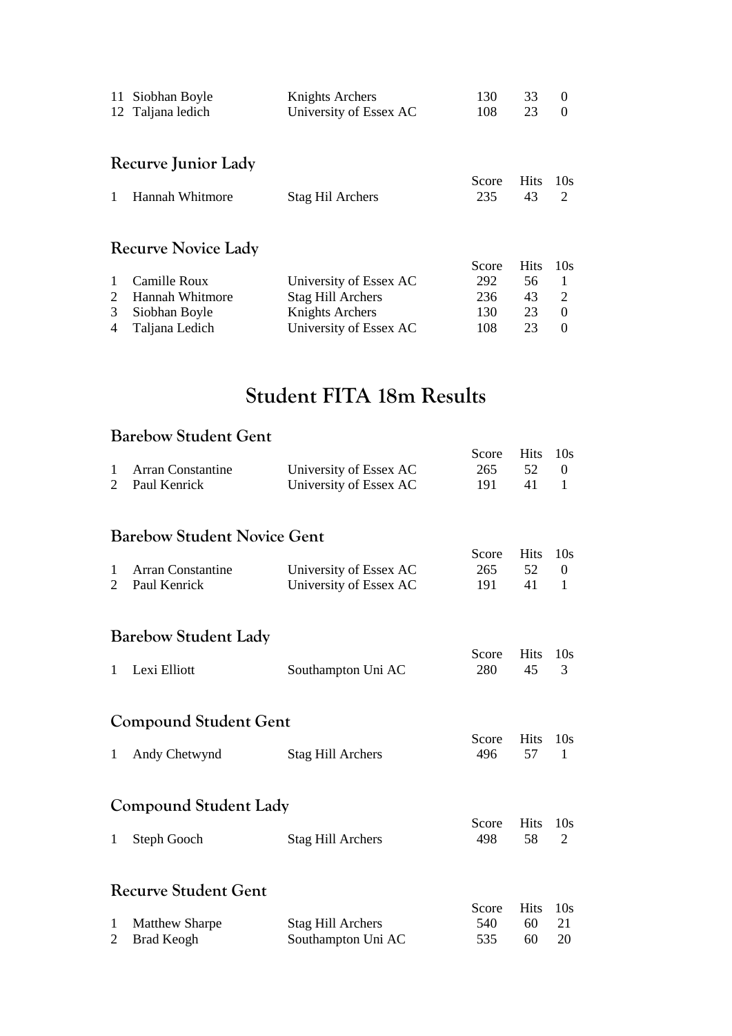| | | | | | |
|---|---|---|---|---|---|
| 11 | Siobhan Boyle | Knights Archers | 130 | 33 | 0 |
| 12 | Taljana ledich | University of Essex AC | 108 | 23 | 0 |

### Recurve Junior Lady

| | | | Score | Hits | 10s |
|---|---|---|---|---|---|
| 1 | Hannah Whitmore | Stag Hil Archers | 235 | 43 | 2 |

### Recurve Novice Lady

| | | | Score | Hits | 10s |
|---|---|---|---|---|---|
| 1 | Camille Roux | University of Essex AC | 292 | 56 | 1 |
| 2 | Hannah Whitmore | Stag Hill Archers | 236 | 43 | 2 |
| 3 | Siobhan Boyle | Knights Archers | 130 | 23 | 0 |
| 4 | Taljana Ledich | University of Essex AC | 108 | 23 | 0 |

## Student FITA 18m Results

### Barebow Student Gent

| | | | Score | Hits | 10s |
|---|---|---|---|---|---|
| 1 | Arran Constantine | University of Essex AC | 265 | 52 | 0 |
| 2 | Paul Kenrick | University of Essex AC | 191 | 41 | 1 |

### Barebow Student Novice Gent

| | | | Score | Hits | 10s |
|---|---|---|---|---|---|
| 1 | Arran Constantine | University of Essex AC | 265 | 52 | 0 |
| 2 | Paul Kenrick | University of Essex AC | 191 | 41 | 1 |

### Barebow Student Lady

| | | | Score | Hits | 10s |
|---|---|---|---|---|---|
| 1 | Lexi Elliott | Southampton Uni AC | 280 | 45 | 3 |

### Compound Student Gent

| | | | Score | Hits | 10s |
|---|---|---|---|---|---|
| 1 | Andy Chetwynd | Stag Hill Archers | 496 | 57 | 1 |

### Compound Student Lady

| | | | Score | Hits | 10s |
|---|---|---|---|---|---|
| 1 | Steph Gooch | Stag Hill Archers | 498 | 58 | 2 |

### Recurve Student Gent

| | | | Score | Hits | 10s |
|---|---|---|---|---|---|
| 1 | Matthew Sharpe | Stag Hill Archers | 540 | 60 | 21 |
| 2 | Brad Keogh | Southampton Uni AC | 535 | 60 | 20 |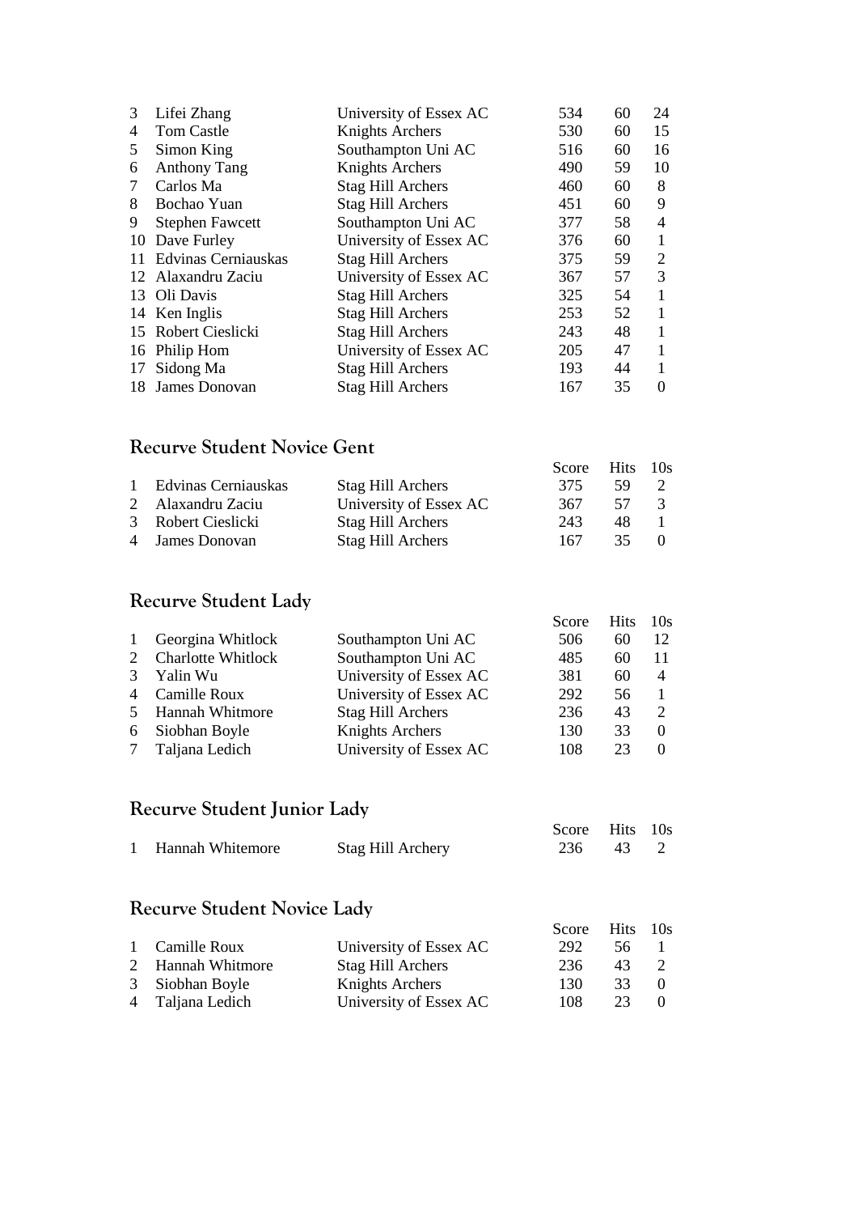| | | | | | |
|---|---|---|---|---|---|
| 3 | Lifei Zhang | University of Essex AC | 534 | 60 | 24 |
| 4 | Tom Castle | Knights Archers | 530 | 60 | 15 |
| 5 | Simon King | Southampton Uni AC | 516 | 60 | 16 |
| 6 | Anthony Tang | Knights Archers | 490 | 59 | 10 |
| 7 | Carlos Ma | Stag Hill Archers | 460 | 60 | 8 |
| 8 | Bochao Yuan | Stag Hill Archers | 451 | 60 | 9 |
| 9 | Stephen Fawcett | Southampton Uni AC | 377 | 58 | 4 |
| 10 | Dave Furley | University of Essex AC | 376 | 60 | 1 |
| 11 | Edvinas Cerniauskas | Stag Hill Archers | 375 | 59 | 2 |
| 12 | Alaxandru Zaciu | University of Essex AC | 367 | 57 | 3 |
| 13 | Oli Davis | Stag Hill Archers | 325 | 54 | 1 |
| 14 | Ken Inglis | Stag Hill Archers | 253 | 52 | 1 |
| 15 | Robert Cieslicki | Stag Hill Archers | 243 | 48 | 1 |
| 16 | Philip Hom | University of Essex AC | 205 | 47 | 1 |
| 17 | Sidong Ma | Stag Hill Archers | 193 | 44 | 1 |
| 18 | James Donovan | Stag Hill Archers | 167 | 35 | 0 |

## Recurve Student Novice Gent

| | | | Score | Hits | 10s |
|---|---|---|---|---|---|
| 1 | Edvinas Cerniauskas | Stag Hill Archers | 375 | 59 | 2 |
| 2 | Alaxandru Zaciu | University of Essex AC | 367 | 57 | 3 |
| 3 | Robert Cieslicki | Stag Hill Archers | 243 | 48 | 1 |
| 4 | James Donovan | Stag Hill Archers | 167 | 35 | 0 |

## Recurve Student Lady

| | | | Score | Hits | 10s |
|---|---|---|---|---|---|
| 1 | Georgina Whitlock | Southampton Uni AC | 506 | 60 | 12 |
| 2 | Charlotte Whitlock | Southampton Uni AC | 485 | 60 | 11 |
| 3 | Yalin Wu | University of Essex AC | 381 | 60 | 4 |
| 4 | Camille Roux | University of Essex AC | 292 | 56 | 1 |
| 5 | Hannah Whitmore | Stag Hill Archers | 236 | 43 | 2 |
| 6 | Siobhan Boyle | Knights Archers | 130 | 33 | 0 |
| 7 | Taljana Ledich | University of Essex AC | 108 | 23 | 0 |

## Recurve Student Junior Lady

| | | | Score | Hits | 10s |
|---|---|---|---|---|---|
| 1 | Hannah Whitemore | Stag Hill Archery | 236 | 43 | 2 |

## Recurve Student Novice Lady

| | | | Score | Hits | 10s |
|---|---|---|---|---|---|
| 1 | Camille Roux | University of Essex AC | 292 | 56 | 1 |
| 2 | Hannah Whitmore | Stag Hill Archers | 236 | 43 | 2 |
| 3 | Siobhan Boyle | Knights Archers | 130 | 33 | 0 |
| 4 | Taljana Ledich | University of Essex AC | 108 | 23 | 0 |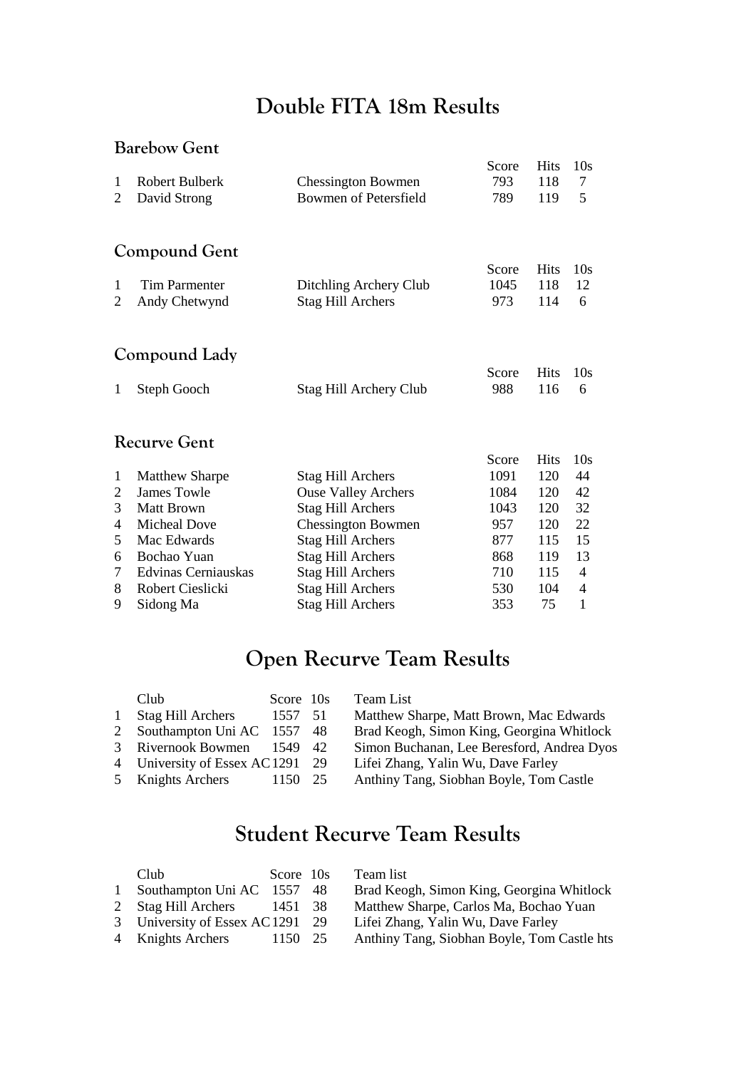# Double FITA 18m Results

## Barebow Gent

| | | | Score | Hits | 10s |
|---|---|---|---|---|---|
| 1 | Robert Bulberk | Chessington Bowmen | 793 | 118 | 7 |
| 2 | David Strong | Bowmen of Petersfield | 789 | 119 | 5 |

## Compound Gent

| | | | Score | Hits | 10s |
|---|---|---|---|---|---|
| 1 | Tim Parmenter | Ditchling Archery Club | 1045 | 118 | 12 |
| 2 | Andy Chetwynd | Stag Hill Archers | 973 | 114 | 6 |

## Compound Lady

| | | | Score | Hits | 10s |
|---|---|---|---|---|---|
| 1 | Steph Gooch | Stag Hill Archery Club | 988 | 116 | 6 |

## Recurve Gent

| | | | Score | Hits | 10s |
|---|---|---|---|---|---|
| 1 | Matthew Sharpe | Stag Hill Archers | 1091 | 120 | 44 |
| 2 | James Towle | Ouse Valley Archers | 1084 | 120 | 42 |
| 3 | Matt Brown | Stag Hill Archers | 1043 | 120 | 32 |
| 4 | Micheal Dove | Chessington Bowmen | 957 | 120 | 22 |
| 5 | Mac Edwards | Stag Hill Archers | 877 | 115 | 15 |
| 6 | Bochao Yuan | Stag Hill Archers | 868 | 119 | 13 |
| 7 | Edvinas Cerniauskas | Stag Hill Archers | 710 | 115 | 4 |
| 8 | Robert Cieslicki | Stag Hill Archers | 530 | 104 | 4 |
| 9 | Sidong Ma | Stag Hill Archers | 353 | 75 | 1 |

# Open Recurve Team Results

| | Club | Score | 10s | Team List |
|---|---|---|---|---|
| 1 | Stag Hill Archers | 1557 | 51 | Matthew Sharpe, Matt Brown, Mac Edwards |
| 2 | Southampton Uni AC | 1557 | 48 | Brad Keogh, Simon King, Georgina Whitlock |
| 3 | Rivernook Bowmen | 1549 | 42 | Simon Buchanan, Lee Beresford, Andrea Dyos |
| 4 | University of Essex AC | 1291 | 29 | Lifei Zhang, Yalin Wu, Dave Farley |
| 5 | Knights Archers | 1150 | 25 | Anthiny Tang, Siobhan Boyle, Tom Castle |

# Student Recurve Team Results

| | Club | Score | 10s | Team list |
|---|---|---|---|---|
| 1 | Southampton Uni AC | 1557 | 48 | Brad Keogh, Simon King, Georgina Whitlock |
| 2 | Stag Hill Archers | 1451 | 38 | Matthew Sharpe, Carlos Ma, Bochao Yuan |
| 3 | University of Essex AC | 1291 | 29 | Lifei Zhang, Yalin Wu, Dave Farley |
| 4 | Knights Archers | 1150 | 25 | Anthiny Tang, Siobhan Boyle, Tom Castle hts |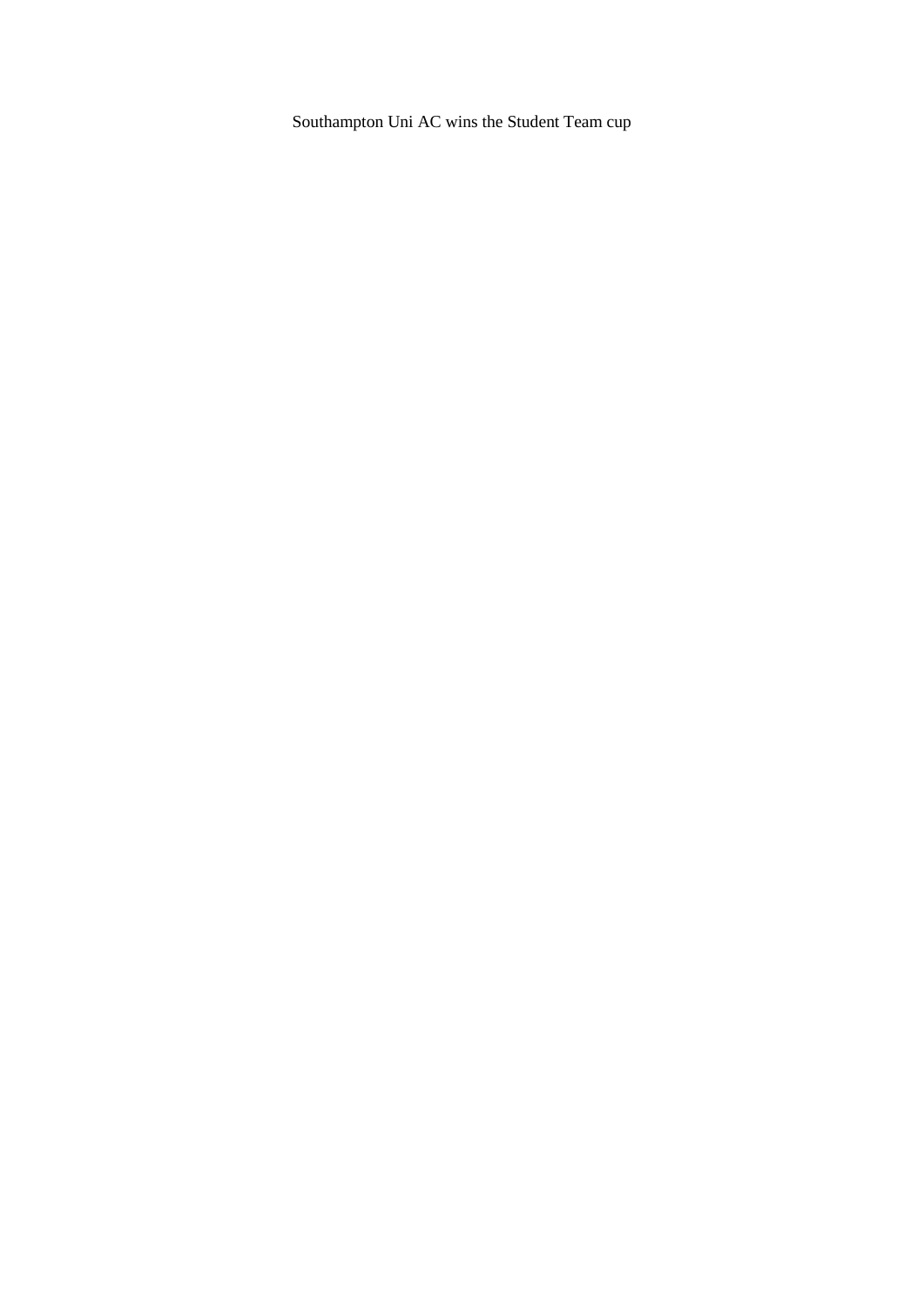Southampton Uni AC wins the Student Team cup